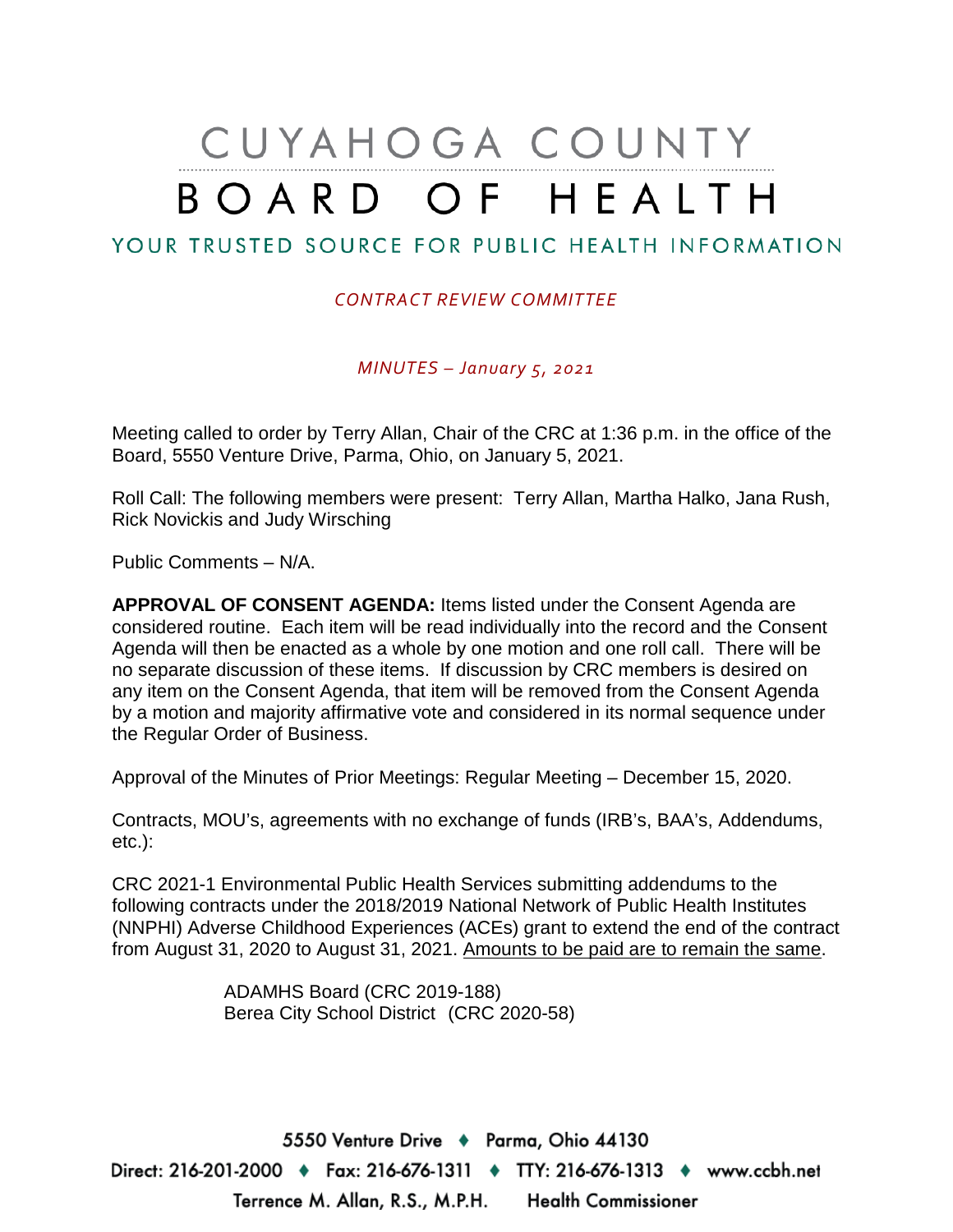# CUYAHOGA COUNTY BOARD OF HEALTH

## YOUR TRUSTED SOURCE FOR PUBLIC HEALTH INFORMATION

*CONTRACT REVIEW COMMITTEE*

*MINUTES – January 5, 2021*

Meeting called to order by Terry Allan, Chair of the CRC at 1:36 p.m. in the office of the Board, 5550 Venture Drive, Parma, Ohio, on January 5, 2021.

Roll Call: The following members were present: Terry Allan, Martha Halko, Jana Rush, Rick Novickis and Judy Wirsching

Public Comments – N/A.

**APPROVAL OF CONSENT AGENDA:** Items listed under the Consent Agenda are considered routine. Each item will be read individually into the record and the Consent Agenda will then be enacted as a whole by one motion and one roll call. There will be no separate discussion of these items. If discussion by CRC members is desired on any item on the Consent Agenda, that item will be removed from the Consent Agenda by a motion and majority affirmative vote and considered in its normal sequence under the Regular Order of Business.

Approval of the Minutes of Prior Meetings: Regular Meeting – December 15, 2020.

Contracts, MOU's, agreements with no exchange of funds (IRB's, BAA's, Addendums, etc.):

CRC 2021-1 Environmental Public Health Services submitting addendums to the following contracts under the 2018/2019 National Network of Public Health Institutes (NNPHI) Adverse Childhood Experiences (ACEs) grant to extend the end of the contract from August 31, 2020 to August 31, 2021. Amounts to be paid are to remain the same.

ADAMHS Board (CRC 2019-188)
Berea City School District (CRC 2020-58)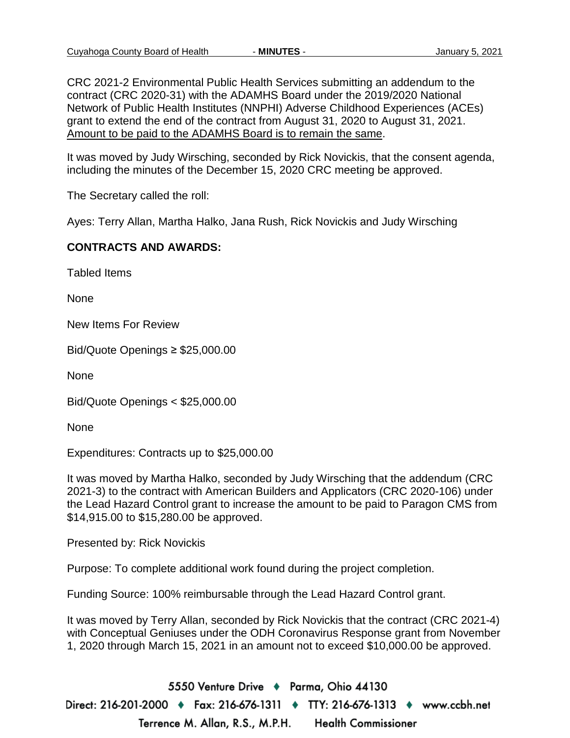CRC 2021-2 Environmental Public Health Services submitting an addendum to the contract (CRC 2020-31) with the ADAMHS Board under the 2019/2020 National Network of Public Health Institutes (NNPHI) Adverse Childhood Experiences (ACEs) grant to extend the end of the contract from August 31, 2020 to August 31, 2021. <u>Amount to be paid to the ADAMHS Board is to remain the same</u>.

It was moved by Judy Wirsching, seconded by Rick Novickis, that the consent agenda, including the minutes of the December 15, 2020 CRC meeting be approved.

The Secretary called the roll:

Ayes: Terry Allan, Martha Halko, Jana Rush, Rick Novickis and Judy Wirsching

**CONTRACTS AND AWARDS:**

Tabled Items

None

New Items For Review

Bid/Quote Openings ≥ $25,000.00

None

Bid/Quote Openings < $25,000.00

None

Expenditures: Contracts up to $25,000.00

It was moved by Martha Halko, seconded by Judy Wirsching that the addendum (CRC 2021-3) to the contract with American Builders and Applicators (CRC 2020-106) under the Lead Hazard Control grant to increase the amount to be paid to Paragon CMS from $14,915.00 to $15,280.00 be approved.

Presented by: Rick Novickis

Purpose: To complete additional work found during the project completion.

Funding Source: 100% reimbursable through the Lead Hazard Control grant.

It was moved by Terry Allan, seconded by Rick Novickis that the contract (CRC 2021-4) with Conceptual Geniuses under the ODH Coronavirus Response grant from November 1, 2020 through March 15, 2021 in an amount not to exceed $10,000.00 be approved.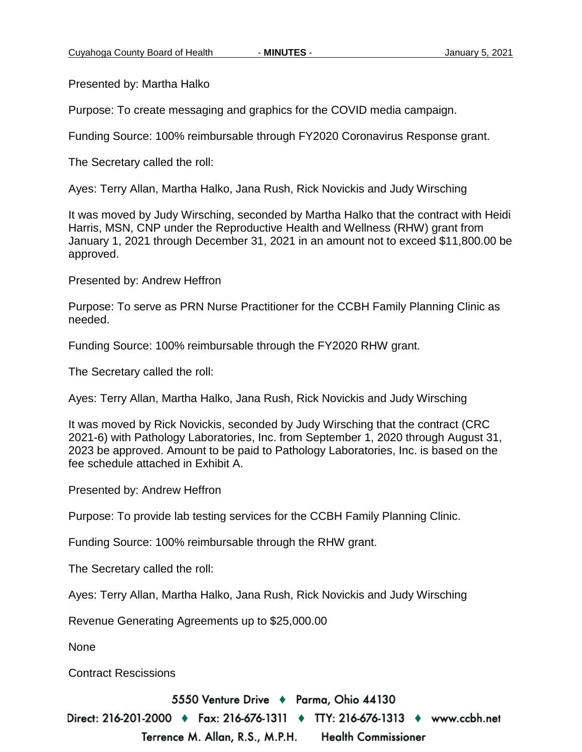Presented by: Martha Halko

Purpose: To create messaging and graphics for the COVID media campaign.

Funding Source: 100% reimbursable through FY2020 Coronavirus Response grant.

The Secretary called the roll:

Ayes: Terry Allan, Martha Halko, Jana Rush, Rick Novickis and Judy Wirsching

It was moved by Judy Wirsching, seconded by Martha Halko that the contract with Heidi Harris, MSN, CNP under the Reproductive Health and Wellness (RHW) grant from January 1, 2021 through December 31, 2021 in an amount not to exceed $11,800.00 be approved.

Presented by: Andrew Heffron

Purpose: To serve as PRN Nurse Practitioner for the CCBH Family Planning Clinic as needed.

Funding Source: 100% reimbursable through the FY2020 RHW grant.

The Secretary called the roll:

Ayes: Terry Allan, Martha Halko, Jana Rush, Rick Novickis and Judy Wirsching

It was moved by Rick Novickis, seconded by Judy Wirsching that the contract (CRC 2021-6) with Pathology Laboratories, Inc. from September 1, 2020 through August 31, 2023 be approved. Amount to be paid to Pathology Laboratories, Inc. is based on the fee schedule attached in Exhibit A.

Presented by: Andrew Heffron

Purpose: To provide lab testing services for the CCBH Family Planning Clinic.

Funding Source: 100% reimbursable through the RHW grant.

The Secretary called the roll:

Ayes: Terry Allan, Martha Halko, Jana Rush, Rick Novickis and Judy Wirsching

Revenue Generating Agreements up to $25,000.00

None

Contract Rescissions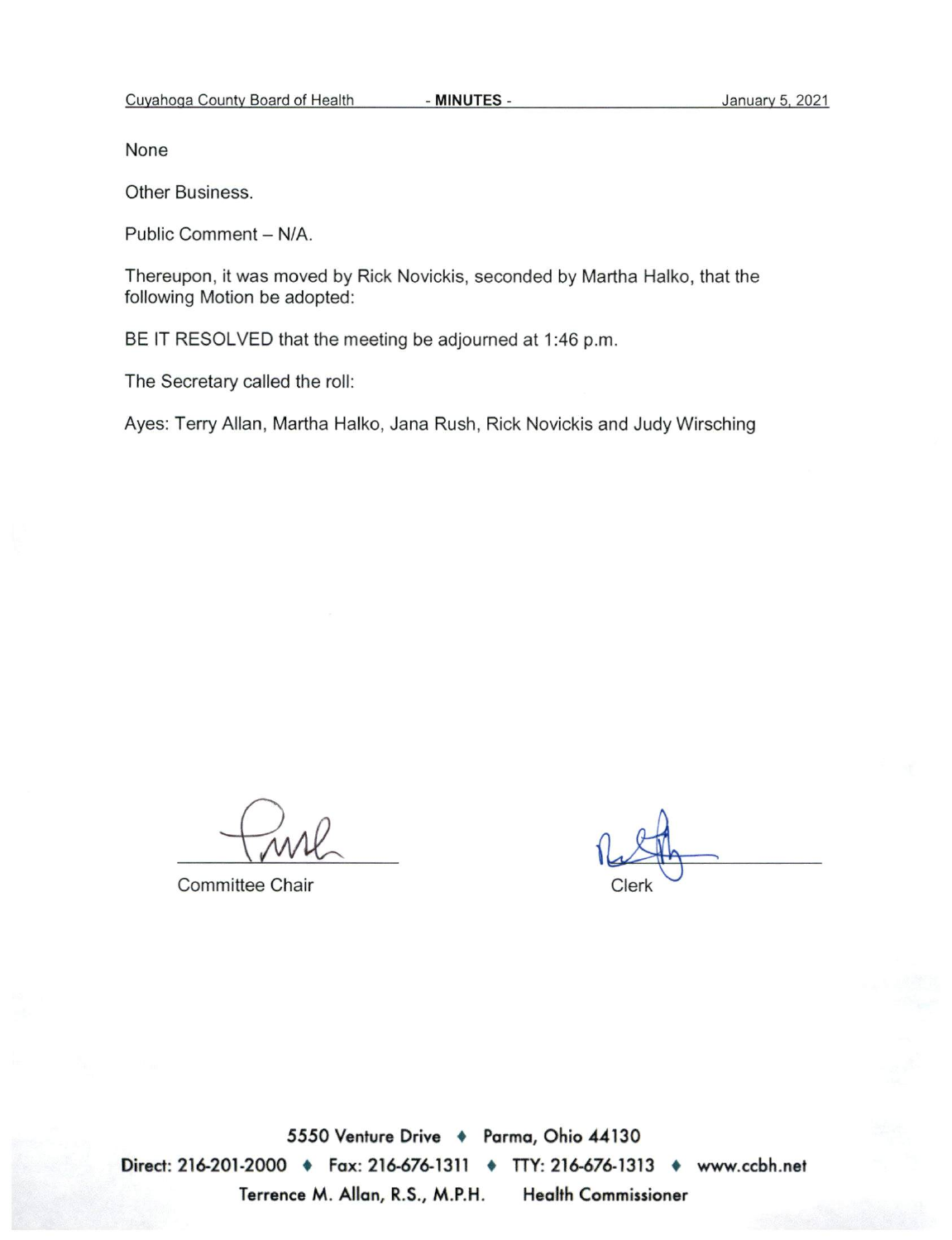None

Other Business.

Public Comment – N/A.

Thereupon, it was moved by Rick Novickis, seconded by Martha Halko, that the following Motion be adopted:

BE IT RESOLVED that the meeting be adjourned at 1:46 p.m.

The Secretary called the roll:

Ayes: Terry Allan, Martha Halko, Jana Rush, Rick Novickis and Judy Wirsching

Committee Chair

Clerk

5550 Venture Drive ♦ Parma, Ohio 44130

Direct: 216-201-2000 ♦ Fax: 216-676-1311 ♦ TTY: 216-676-1313 ♦ www.ccbh.net

Terrence M. Allan, R.S., M.P.H. Health Commissioner